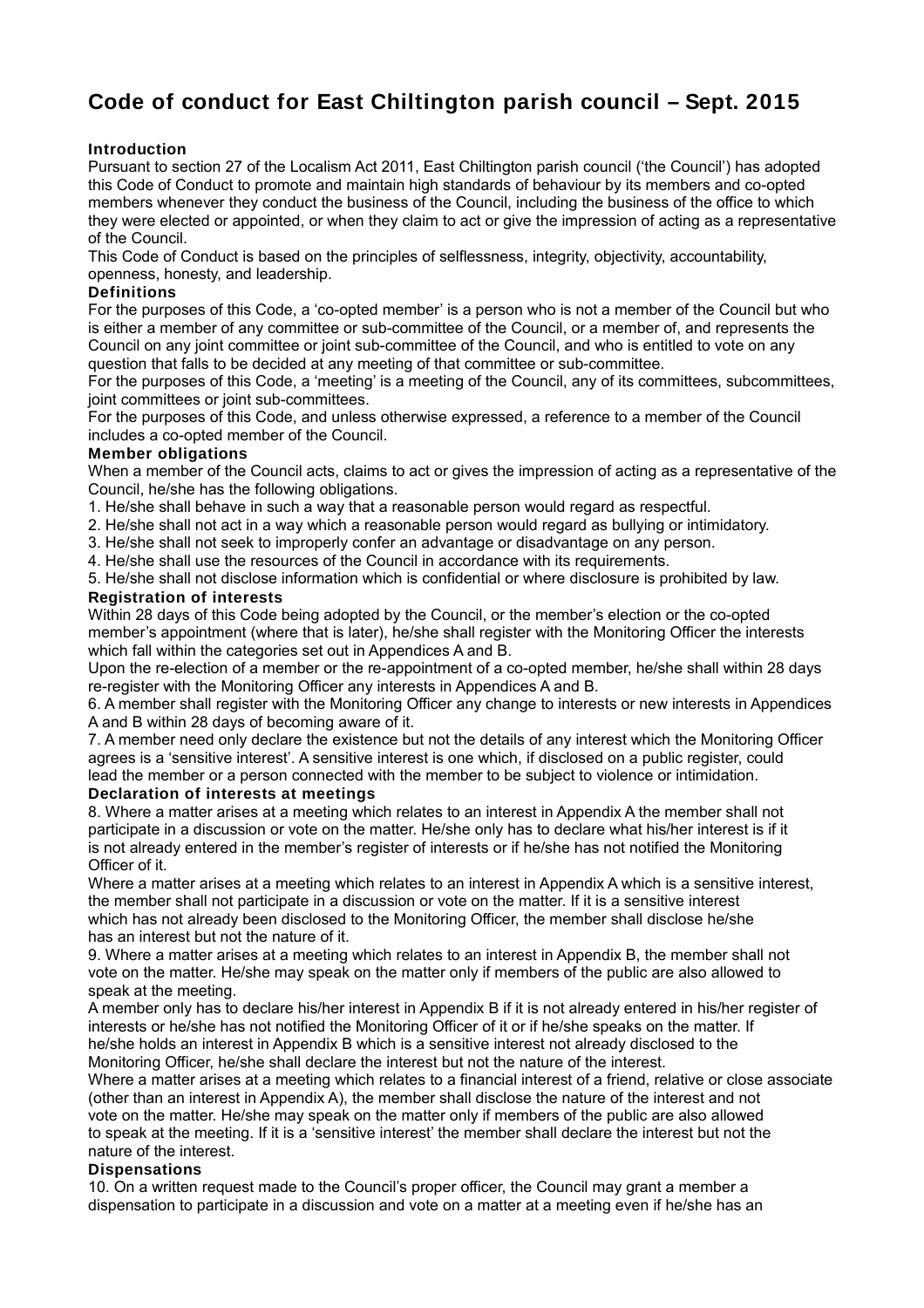# Code of conduct for East Chiltington parish council – Sept. 2015

### Introduction

Pursuant to section 27 of the Localism Act 2011, East Chiltington parish council ('the Council') has adopted this Code of Conduct to promote and maintain high standards of behaviour by its members and co-opted members whenever they conduct the business of the Council, including the business of the office to which they were elected or appointed, or when they claim to act or give the impression of acting as a representative of the Council.

This Code of Conduct is based on the principles of selflessness, integrity, objectivity, accountability, openness, honesty, and leadership.

### Definitions

For the purposes of this Code, a 'co-opted member' is a person who is not a member of the Council but who is either a member of any committee or sub-committee of the Council, or a member of, and represents the Council on any joint committee or joint sub-committee of the Council, and who is entitled to vote on any question that falls to be decided at any meeting of that committee or sub-committee.

For the purposes of this Code, a 'meeting' is a meeting of the Council, any of its committees, subcommittees, joint committees or joint sub-committees.

For the purposes of this Code, and unless otherwise expressed, a reference to a member of the Council includes a co-opted member of the Council.

### Member obligations

When a member of the Council acts, claims to act or gives the impression of acting as a representative of the Council, he/she has the following obligations.

1. He/she shall behave in such a way that a reasonable person would regard as respectful.
2. He/she shall not act in a way which a reasonable person would regard as bullying or intimidatory.
3. He/she shall not seek to improperly confer an advantage or disadvantage on any person.
4. He/she shall use the resources of the Council in accordance with its requirements.
5. He/she shall not disclose information which is confidential or where disclosure is prohibited by law.

### Registration of interests

Within 28 days of this Code being adopted by the Council, or the member's election or the co-opted member's appointment (where that is later), he/she shall register with the Monitoring Officer the interests which fall within the categories set out in Appendices A and B.

Upon the re-election of a member or the re-appointment of a co-opted member, he/she shall within 28 days re-register with the Monitoring Officer any interests in Appendices A and B.

6. A member shall register with the Monitoring Officer any change to interests or new interests in Appendices A and B within 28 days of becoming aware of it.
7. A member need only declare the existence but not the details of any interest which the Monitoring Officer agrees is a 'sensitive interest'. A sensitive interest is one which, if disclosed on a public register, could lead the member or a person connected with the member to be subject to violence or intimidation.

### Declaration of interests at meetings

8. Where a matter arises at a meeting which relates to an interest in Appendix A the member shall not participate in a discussion or vote on the matter. He/she only has to declare what his/her interest is if it is not already entered in the member's register of interests or if he/she has not notified the Monitoring Officer of it.

Where a matter arises at a meeting which relates to an interest in Appendix A which is a sensitive interest, the member shall not participate in a discussion or vote on the matter. If it is a sensitive interest which has not already been disclosed to the Monitoring Officer, the member shall disclose he/she has an interest but not the nature of it.

9. Where a matter arises at a meeting which relates to an interest in Appendix B, the member shall not vote on the matter. He/she may speak on the matter only if members of the public are also allowed to speak at the meeting.

A member only has to declare his/her interest in Appendix B if it is not already entered in his/her register of interests or he/she has not notified the Monitoring Officer of it or if he/she speaks on the matter. If he/she holds an interest in Appendix B which is a sensitive interest not already disclosed to the Monitoring Officer, he/she shall declare the interest but not the nature of the interest.

Where a matter arises at a meeting which relates to a financial interest of a friend, relative or close associate (other than an interest in Appendix A), the member shall disclose the nature of the interest and not vote on the matter. He/she may speak on the matter only if members of the public are also allowed to speak at the meeting. If it is a 'sensitive interest' the member shall declare the interest but not the nature of the interest.

### Dispensations

10. On a written request made to the Council's proper officer, the Council may grant a member a dispensation to participate in a discussion and vote on a matter at a meeting even if he/she has an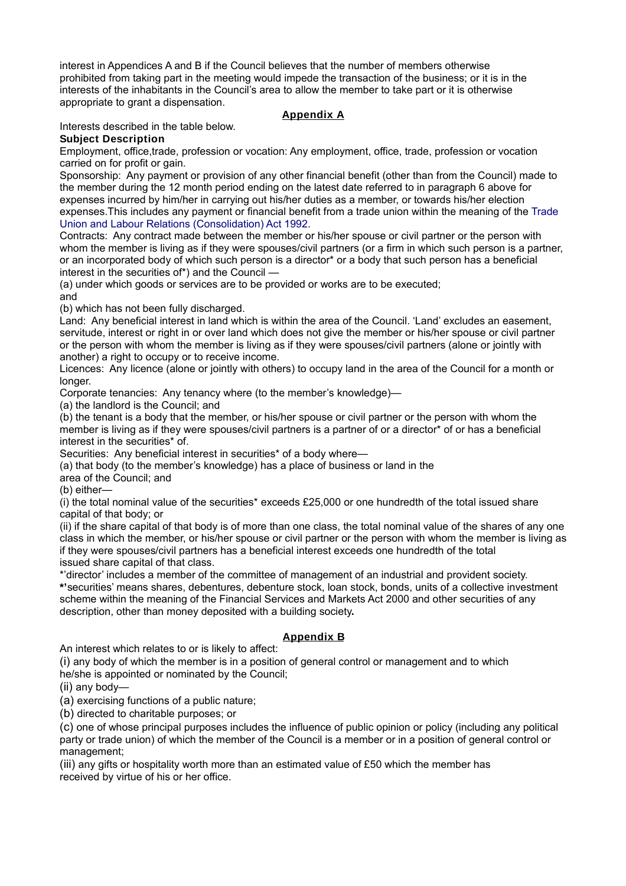interest in Appendices A and B if the Council believes that the number of members otherwise prohibited from taking part in the meeting would impede the transaction of the business; or it is in the interests of the inhabitants in the Council's area to allow the member to take part or it is otherwise appropriate to grant a dispensation.

## Appendix A

Interests described in the table below.

**Subject Description**

Employment, office,trade, profession or vocation: Any employment, office, trade, profession or vocation carried on for profit or gain.

Sponsorship: Any payment or provision of any other financial benefit (other than from the Council) made to the member during the 12 month period ending on the latest date referred to in paragraph 6 above for expenses incurred by him/her in carrying out his/her duties as a member, or towards his/her election expenses.This includes any payment or financial benefit from a trade union within the meaning of the Trade Union and Labour Relations (Consolidation) Act 1992.

Contracts: Any contract made between the member or his/her spouse or civil partner or the person with whom the member is living as if they were spouses/civil partners (or a firm in which such person is a partner, or an incorporated body of which such person is a director* or a body that such person has a beneficial interest in the securities of*) and the Council —

(a) under which goods or services are to be provided or works are to be executed;

and

(b) which has not been fully discharged.

Land: Any beneficial interest in land which is within the area of the Council. 'Land' excludes an easement, servitude, interest or right in or over land which does not give the member or his/her spouse or civil partner or the person with whom the member is living as if they were spouses/civil partners (alone or jointly with another) a right to occupy or to receive income.

Licences: Any licence (alone or jointly with others) to occupy land in the area of the Council for a month or longer.

Corporate tenancies: Any tenancy where (to the member's knowledge)—

(a) the landlord is the Council; and

(b) the tenant is a body that the member, or his/her spouse or civil partner or the person with whom the member is living as if they were spouses/civil partners is a partner of or a director* of or has a beneficial interest in the securities* of.

Securities: Any beneficial interest in securities* of a body where—

(a) that body (to the member's knowledge) has a place of business or land in the area of the Council; and

(b) either—

(i) the total nominal value of the securities* exceeds £25,000 or one hundredth of the total issued share capital of that body; or

(ii) if the share capital of that body is of more than one class, the total nominal value of the shares of any one class in which the member, or his/her spouse or civil partner or the person with whom the member is living as if they were spouses/civil partners has a beneficial interest exceeds one hundredth of the total issued share capital of that class.

*'director' includes a member of the committee of management of an industrial and provident society.

**\*'**securities' means shares, debentures, debenture stock, loan stock, bonds, units of a collective investment scheme within the meaning of the Financial Services and Markets Act 2000 and other securities of any description, other than money deposited with a building society**.**

## Appendix B

An interest which relates to or is likely to affect:

(i) any body of which the member is in a position of general control or management and to which he/she is appointed or nominated by the Council;

(ii) any body—

(a) exercising functions of a public nature;

(b) directed to charitable purposes; or

(c) one of whose principal purposes includes the influence of public opinion or policy (including any political party or trade union) of which the member of the Council is a member or in a position of general control or management;

(iii) any gifts or hospitality worth more than an estimated value of £50 which the member has received by virtue of his or her office.